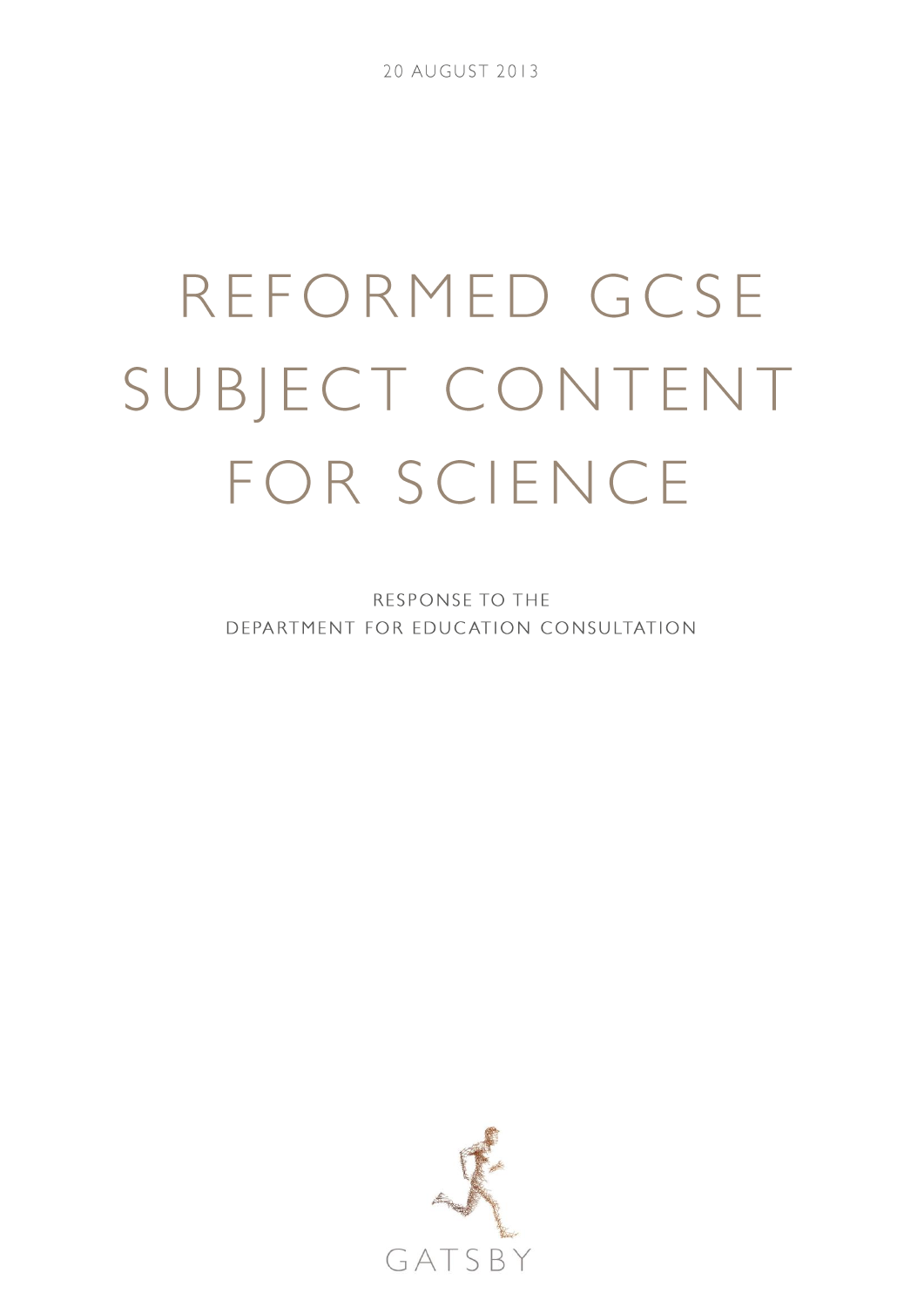20 AUGUST 2013

# REFORMED GCSE SUBJECT CONTENT FOR SCIENCE

RESPONSE TO THE
DEPARTMENT FOR EDUCATION CONSULTATION

GATSBY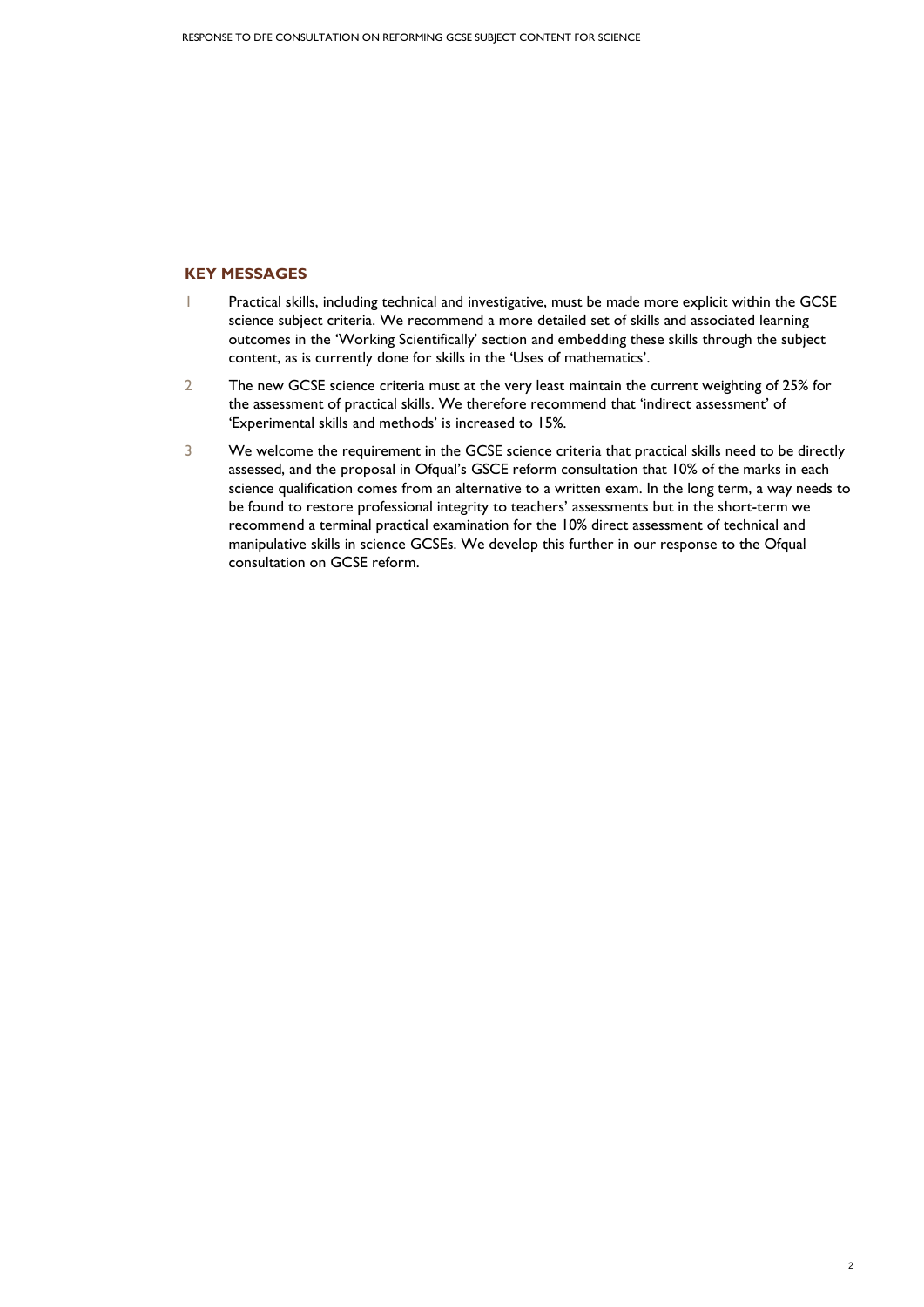## KEY MESSAGES

1. Practical skills, including technical and investigative, must be made more explicit within the GCSE science subject criteria. We recommend a more detailed set of skills and associated learning outcomes in the 'Working Scientifically' section and embedding these skills through the subject content, as is currently done for skills in the 'Uses of mathematics'.

2. The new GCSE science criteria must at the very least maintain the current weighting of 25% for the assessment of practical skills. We therefore recommend that 'indirect assessment' of 'Experimental skills and methods' is increased to 15%.

3. We welcome the requirement in the GCSE science criteria that practical skills need to be directly assessed, and the proposal in Ofqual's GSCE reform consultation that 10% of the marks in each science qualification comes from an alternative to a written exam. In the long term, a way needs to be found to restore professional integrity to teachers' assessments but in the short-term we recommend a terminal practical examination for the 10% direct assessment of technical and manipulative skills in science GCSEs. We develop this further in our response to the Ofqual consultation on GCSE reform.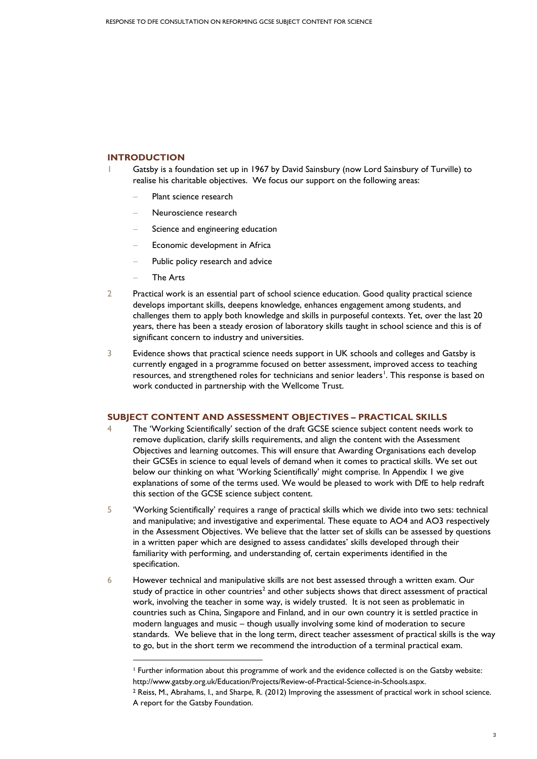## INTRODUCTION

1 Gatsby is a foundation set up in 1967 by David Sainsbury (now Lord Sainsbury of Turville) to realise his charitable objectives. We focus our support on the following areas:

- Plant science research
- Neuroscience research
- Science and engineering education
- Economic development in Africa
- Public policy research and advice
- The Arts

2 Practical work is an essential part of school science education. Good quality practical science develops important skills, deepens knowledge, enhances engagement among students, and challenges them to apply both knowledge and skills in purposeful contexts. Yet, over the last 20 years, there has been a steady erosion of laboratory skills taught in school science and this is of significant concern to industry and universities.

3 Evidence shows that practical science needs support in UK schools and colleges and Gatsby is currently engaged in a programme focused on better assessment, improved access to teaching resources, and strengthened roles for technicians and senior leaders[1]. This response is based on work conducted in partnership with the Wellcome Trust.

## SUBJECT CONTENT AND ASSESSMENT OBJECTIVES – PRACTICAL SKILLS

4 The 'Working Scientifically' section of the draft GCSE science subject content needs work to remove duplication, clarify skills requirements, and align the content with the Assessment Objectives and learning outcomes. This will ensure that Awarding Organisations each develop their GCSEs in science to equal levels of demand when it comes to practical skills. We set out below our thinking on what 'Working Scientifically' might comprise. In Appendix 1 we give explanations of some of the terms used. We would be pleased to work with DfE to help redraft this section of the GCSE science subject content.

5 'Working Scientifically' requires a range of practical skills which we divide into two sets: technical and manipulative; and investigative and experimental. These equate to AO4 and AO3 respectively in the Assessment Objectives. We believe that the latter set of skills can be assessed by questions in a written paper which are designed to assess candidates' skills developed through their familiarity with performing, and understanding of, certain experiments identified in the specification.

6 However technical and manipulative skills are not best assessed through a written exam. Our study of practice in other countries[2] and other subjects shows that direct assessment of practical work, involving the teacher in some way, is widely trusted. It is not seen as problematic in countries such as China, Singapore and Finland, and in our own country it is settled practice in modern languages and music – though usually involving some kind of moderation to secure standards. We believe that in the long term, direct teacher assessment of practical skills is the way to go, but in the short term we recommend the introduction of a terminal practical exam.

---

[1] Further information about this programme of work and the evidence collected is on the Gatsby website: http://www.gatsby.org.uk/Education/Projects/Review-of-Practical-Science-in-Schools.aspx.

[2] Reiss, M., Abrahams, I., and Sharpe, R. (2012) Improving the assessment of practical work in school science. A report for the Gatsby Foundation.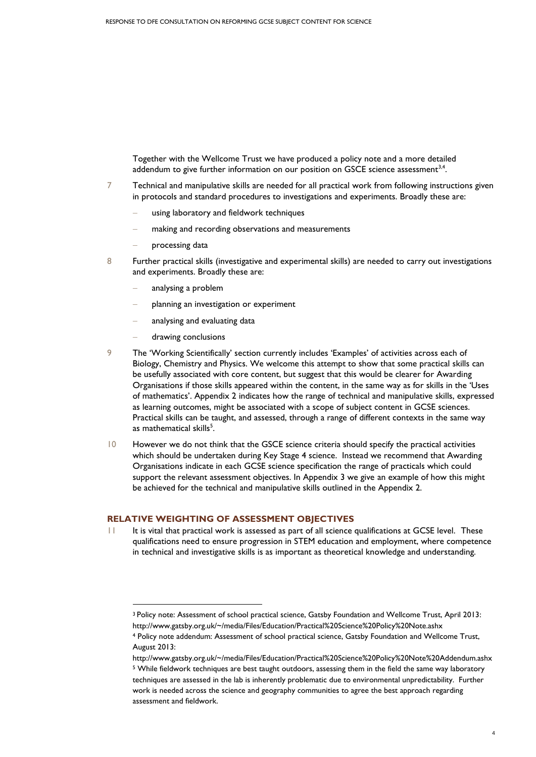Together with the Wellcome Trust we have produced a policy note and a more detailed addendum to give further information on our position on GSCE science assessment[3,4].

7 Technical and manipulative skills are needed for all practical work from following instructions given in protocols and standard procedures to investigations and experiments. Broadly these are:

- using laboratory and fieldwork techniques
- making and recording observations and measurements
- processing data

8 Further practical skills (investigative and experimental skills) are needed to carry out investigations and experiments. Broadly these are:

- analysing a problem
- planning an investigation or experiment
- analysing and evaluating data
- drawing conclusions

9 The 'Working Scientifically' section currently includes 'Examples' of activities across each of Biology, Chemistry and Physics. We welcome this attempt to show that some practical skills can be usefully associated with core content, but suggest that this would be clearer for Awarding Organisations if those skills appeared within the content, in the same way as for skills in the 'Uses of mathematics'. Appendix 2 indicates how the range of technical and manipulative skills, expressed as learning outcomes, might be associated with a scope of subject content in GCSE sciences. Practical skills can be taught, and assessed, through a range of different contexts in the same way as mathematical skills[5].

10 However we do not think that the GSCE science criteria should specify the practical activities which should be undertaken during Key Stage 4 science. Instead we recommend that Awarding Organisations indicate in each GCSE science specification the range of practicals which could support the relevant assessment objectives. In Appendix 3 we give an example of how this might be achieved for the technical and manipulative skills outlined in the Appendix 2.

## RELATIVE WEIGHTING OF ASSESSMENT OBJECTIVES

11 It is vital that practical work is assessed as part of all science qualifications at GCSE level. These qualifications need to ensure progression in STEM education and employment, where competence in technical and investigative skills is as important as theoretical knowledge and understanding.

---

[3] Policy note: Assessment of school practical science, Gatsby Foundation and Wellcome Trust, April 2013: http://www.gatsby.org.uk/~/media/Files/Education/Practical%20Science%20Policy%20Note.ashx

[4] Policy note addendum: Assessment of school practical science, Gatsby Foundation and Wellcome Trust, August 2013: http://www.gatsby.org.uk/~/media/Files/Education/Practical%20Science%20Policy%20Note%20Addendum.ashx

[5] While fieldwork techniques are best taught outdoors, assessing them in the field the same way laboratory techniques are assessed in the lab is inherently problematic due to environmental unpredictability. Further work is needed across the science and geography communities to agree the best approach regarding assessment and fieldwork.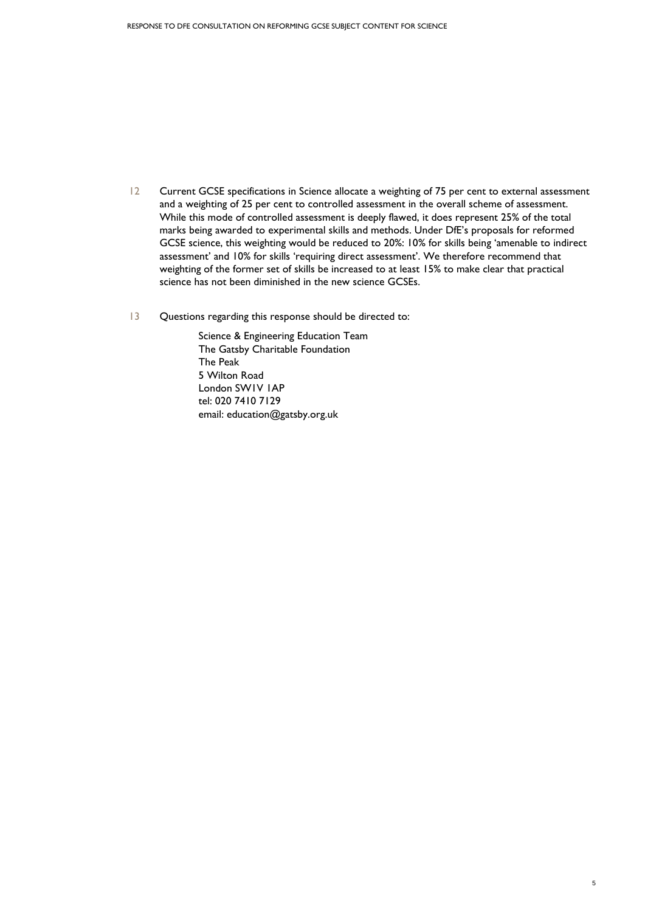12 Current GCSE specifications in Science allocate a weighting of 75 per cent to external assessment and a weighting of 25 per cent to controlled assessment in the overall scheme of assessment. While this mode of controlled assessment is deeply flawed, it does represent 25% of the total marks being awarded to experimental skills and methods. Under DfE's proposals for reformed GCSE science, this weighting would be reduced to 20%: 10% for skills being 'amenable to indirect assessment' and 10% for skills 'requiring direct assessment'. We therefore recommend that weighting of the former set of skills be increased to at least 15% to make clear that practical science has not been diminished in the new science GCSEs.

13 Questions regarding this response should be directed to:

Science & Engineering Education Team
The Gatsby Charitable Foundation
The Peak
5 Wilton Road
London SW1V 1AP
tel: 020 7410 7129
email: education@gatsby.org.uk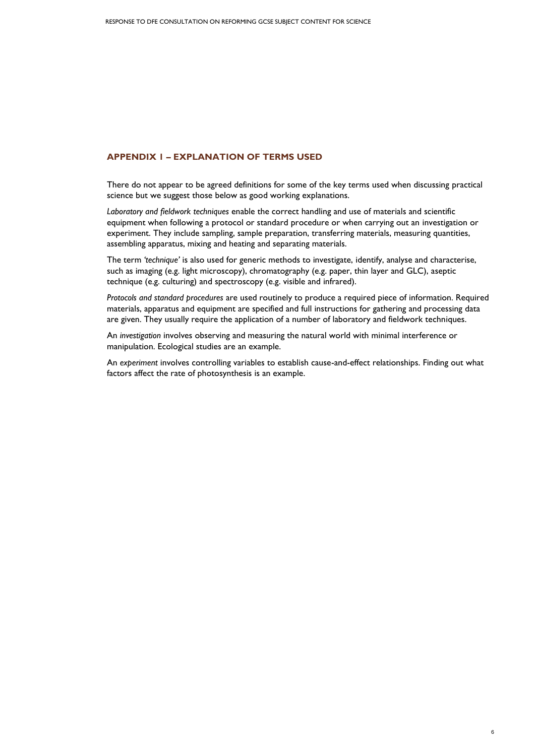## APPENDIX 1 – EXPLANATION OF TERMS USED

There do not appear to be agreed definitions for some of the key terms used when discussing practical science but we suggest those below as good working explanations.

*Laboratory and fieldwork techniques* enable the correct handling and use of materials and scientific equipment when following a protocol or standard procedure or when carrying out an investigation or experiment. They include sampling, sample preparation, transferring materials, measuring quantities, assembling apparatus, mixing and heating and separating materials.

The term *'technique'* is also used for generic methods to investigate, identify, analyse and characterise, such as imaging (e.g. light microscopy), chromatography (e.g. paper, thin layer and GLC), aseptic technique (e.g. culturing) and spectroscopy (e.g. visible and infrared).

*Protocols and standard procedures* are used routinely to produce a required piece of information. Required materials, apparatus and equipment are specified and full instructions for gathering and processing data are given. They usually require the application of a number of laboratory and fieldwork techniques.

An *investigation* involves observing and measuring the natural world with minimal interference or manipulation. Ecological studies are an example.

An *experiment* involves controlling variables to establish cause-and-effect relationships. Finding out what factors affect the rate of photosynthesis is an example.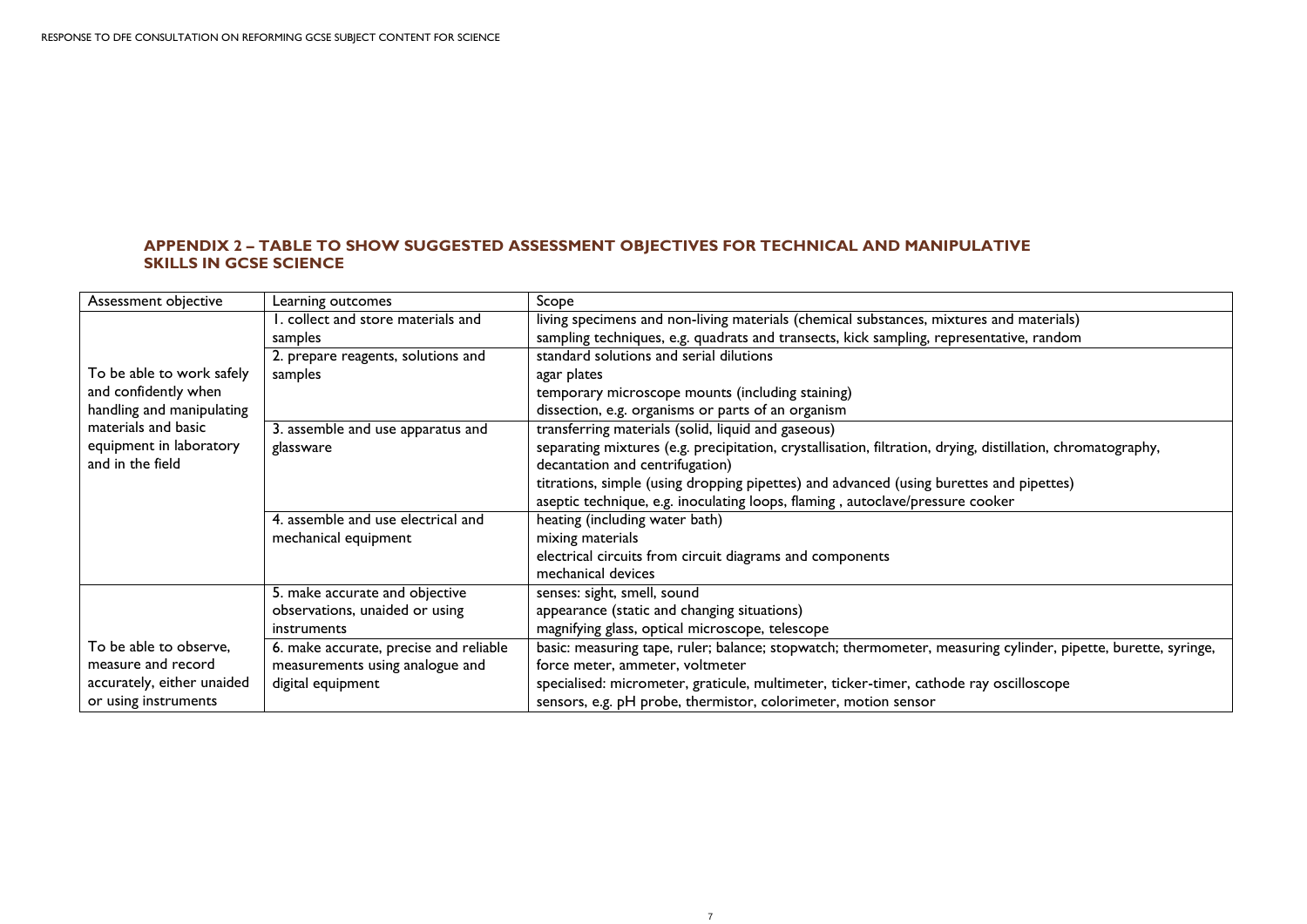## APPENDIX 2 – TABLE TO SHOW SUGGESTED ASSESSMENT OBJECTIVES FOR TECHNICAL AND MANIPULATIVE SKILLS IN GCSE SCIENCE

| Assessment objective | Learning outcomes | Scope |
|---|---|---|
| To be able to work safely and confidently when handling and manipulating materials and basic equipment in laboratory and in the field | 1. collect and store materials and samples | living specimens and non-living materials (chemical substances, mixtures and materials)<br>sampling techniques, e.g. quadrats and transects, kick sampling, representative, random |
| | 2. prepare reagents, solutions and samples | standard solutions and serial dilutions<br>agar plates<br>temporary microscope mounts (including staining)<br>dissection, e.g. organisms or parts of an organism |
| | 3. assemble and use apparatus and glassware | transferring materials (solid, liquid and gaseous)<br>separating mixtures (e.g. precipitation, crystallisation, filtration, drying, distillation, chromatography, decantation and centrifugation)<br>titrations, simple (using dropping pipettes) and advanced (using burettes and pipettes)<br>aseptic technique, e.g. inoculating loops, flaming , autoclave/pressure cooker |
| | 4. assemble and use electrical and mechanical equipment | heating (including water bath)<br>mixing materials<br>electrical circuits from circuit diagrams and components<br>mechanical devices |
| To be able to observe, measure and record accurately, either unaided or using instruments | 5. make accurate and objective observations, unaided or using instruments | senses: sight, smell, sound<br>appearance (static and changing situations)<br>magnifying glass, optical microscope, telescope |
| | 6. make accurate, precise and reliable measurements using analogue and digital equipment | basic: measuring tape, ruler; balance; stopwatch; thermometer, measuring cylinder, pipette, burette, syringe, force meter, ammeter, voltmeter<br>specialised: micrometer, graticule, multimeter, ticker-timer, cathode ray oscilloscope<br>sensors, e.g. pH probe, thermistor, colorimeter, motion sensor |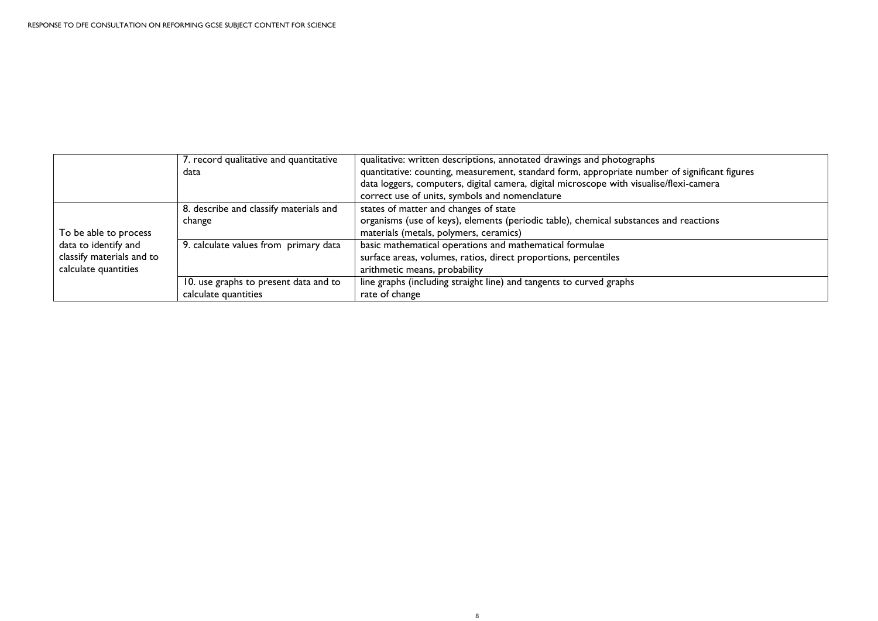| | | |
|---|---|---|
| | 7. record qualitative and quantitative data | qualitative: written descriptions, annotated drawings and photographs<br>quantitative: counting, measurement, standard form, appropriate number of significant figures<br>data loggers, computers, digital camera, digital microscope with visualise/flexi-camera<br>correct use of units, symbols and nomenclature |
| To be able to process data to identify and classify materials and to calculate quantities | 8. describe and classify materials and change | states of matter and changes of state<br>organisms (use of keys), elements (periodic table), chemical substances and reactions<br>materials (metals, polymers, ceramics) |
| | 9. calculate values from primary data | basic mathematical operations and mathematical formulae<br>surface areas, volumes, ratios, direct proportions, percentiles<br>arithmetic means, probability |
| | 10. use graphs to present data and to calculate quantities | line graphs (including straight line) and tangents to curved graphs<br>rate of change |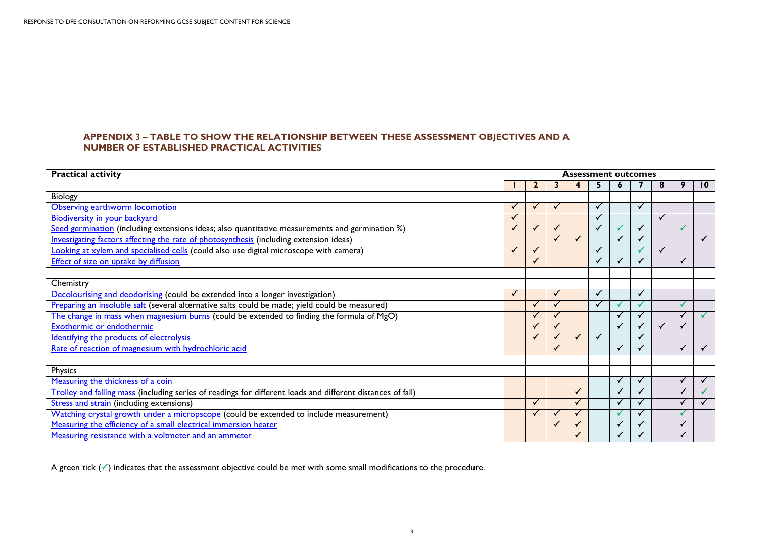## APPENDIX 3 – TABLE TO SHOW THE RELATIONSHIP BETWEEN THESE ASSESSMENT OBJECTIVES AND A NUMBER OF ESTABLISHED PRACTICAL ACTIVITIES

| Practical activity | Assessment outcomes | | | | | | | | | |
|---|---|---|---|---|---|---|---|---|---|---|
| | 1 | 2 | 3 | 4 | 5 | 6 | 7 | 8 | 9 | 10 |
| Biology | | | | | | | | | | |
| Observing earthworm locomotion | ✓ | ✓ | ✓ | | ✓ | | ✓ | | | |
| Biodiversity in your backyard | ✓ | | | | ✓ | | | ✓ | | |
| Seed germination (including extensions ideas; also quantitative measurements and germination %) | ✓ | ✓ | ✓ | | ✓ | ✓ (green) | ✓ | | ✓ (green) | |
| Investigating factors affecting the rate of photosynthesis (including extension ideas) | | | ✓ | ✓ | | ✓ | ✓ | | | ✓ |
| Looking at xylem and specialised cells (could also use digital microscope with camera) | ✓ | ✓ | | | ✓ | | ✓ (green) | ✓ | | |
| Effect of size on uptake by diffusion | | ✓ | | | ✓ | ✓ | ✓ | | ✓ | |
| | | | | | | | | | | |
| Chemistry | | | | | | | | | | |
| Decolourising and deodorising (could be extended into a longer investigation) | ✓ | | ✓ | | ✓ | | ✓ | | | |
| Preparing an insoluble salt (several alternative salts could be made; yield could be measured) | | ✓ | ✓ | | ✓ | ✓ (green) | ✓ (green) | | ✓ (green) | |
| The change in mass when magnesium burns (could be extended to finding the formula of MgO) | | ✓ | ✓ | | | ✓ | ✓ | | ✓ | ✓ (green) |
| Exothermic or endothermic | | ✓ | ✓ | | | ✓ | ✓ | ✓ | ✓ | |
| Identifying the products of electrolysis | | ✓ | ✓ | ✓ | ✓ | | ✓ | | | |
| Rate of reaction of magnesium with hydrochloric acid | | | ✓ | | | ✓ | ✓ | | ✓ | ✓ |
| | | | | | | | | | | |
| Physics | | | | | | | | | | |
| Measuring the thickness of a coin | | | | | | ✓ | ✓ | | ✓ | ✓ |
| Trolley and falling mass (including series of readings for different loads and different distances of fall) | | | | ✓ | | ✓ | ✓ | | ✓ | ✓ (green) |
| Stress and strain (including extensions) | | ✓ | | ✓ | | ✓ | ✓ | | ✓ | ✓ |
| Watching crystal growth under a micropscope (could be extended to include measurement) | | ✓ | ✓ | ✓ | | ✓ (green) | ✓ | | ✓ (green) | |
| Measuring the efficiency of a small electrical immersion heater | | | ✓ | ✓ | | ✓ | ✓ | | ✓ | |
| Measuring resistance with a voltmeter and an ammeter | | | | ✓ | | ✓ | ✓ | | ✓ | |

A green tick (✓) indicates that the assessment objective could be met with some small modifications to the procedure.